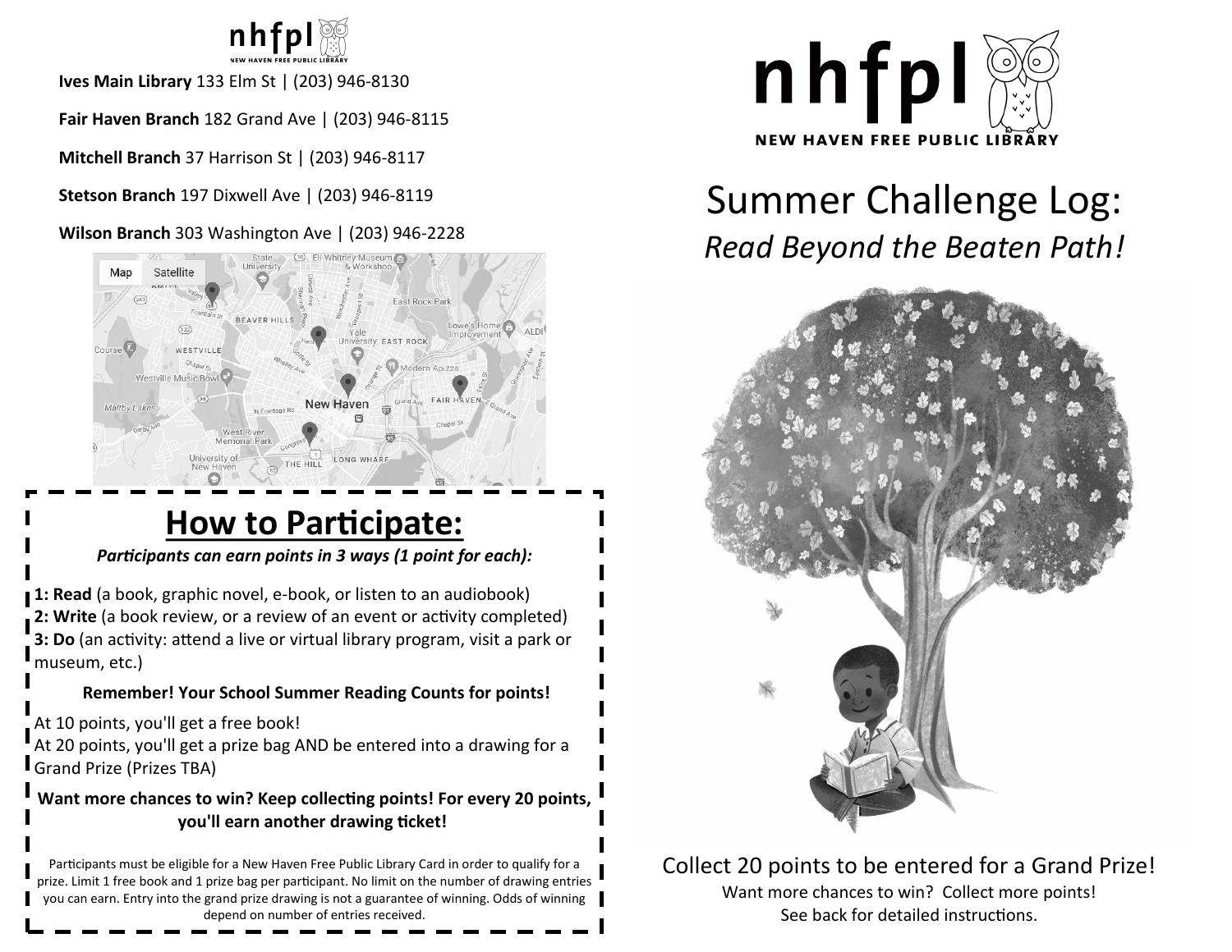nhfpl
NEW HAVEN FREE PUBLIC LIBRARY

**Ives Main Library** 133 Elm St | (203) 946-8130

**Fair Haven Branch** 182 Grand Ave | (203) 946-8115

**Mitchell Branch** 37 Harrison St | (203) 946-8117

**Stetson Branch** 197 Dixwell Ave | (203) 946-8119

**Wilson Branch** 303 Washington Ave | (203) 946-2228

## How to Participate:

***Participants can earn points in 3 ways (1 point for each):***

**1: Read** (a book, graphic novel, e-book, or listen to an audiobook)
**2: Write** (a book review, or a review of an event or activity completed)
**3: Do** (an activity: attend a live or virtual library program, visit a park or museum, etc.)

**Remember! Your School Summer Reading Counts for points!**

At 10 points, you'll get a free book!
At 20 points, you'll get a prize bag AND be entered into a drawing for a Grand Prize (Prizes TBA)

**Want more chances to win? Keep collecting points! For every 20 points, you'll earn another drawing ticket!**

Participants must be eligible for a New Haven Free Public Library Card in order to qualify for a prize. Limit 1 free book and 1 prize bag per participant. No limit on the number of drawing entries you can earn. Entry into the grand prize drawing is not a guarantee of winning. Odds of winning depend on number of entries received.

nhfpl
NEW HAVEN FREE PUBLIC LIBRARY

# Summer Challenge Log:

## *Read Beyond the Beaten Path!*

Collect 20 points to be entered for a Grand Prize!
Want more chances to win? Collect more points!
See back for detailed instructions.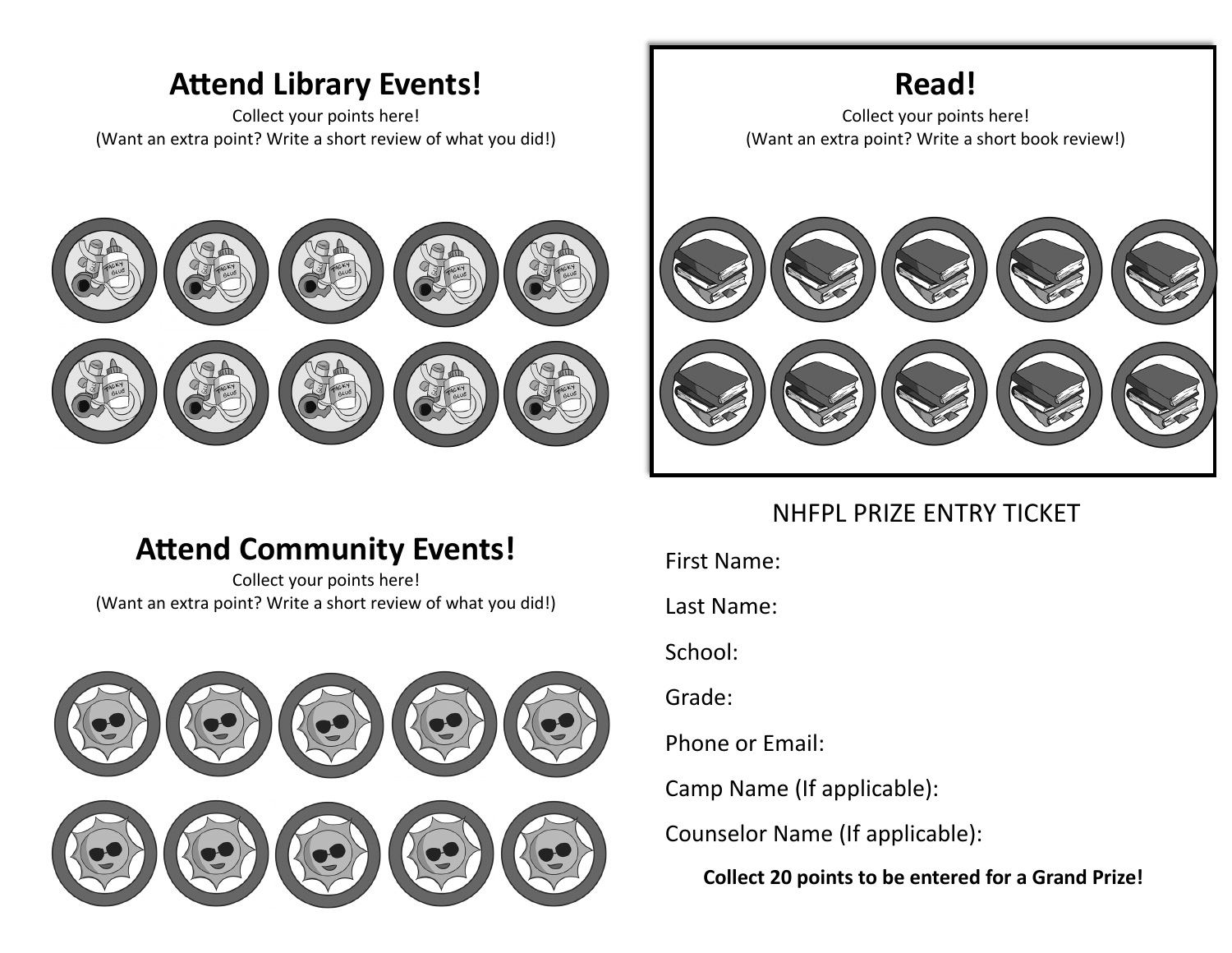## Attend Library Events!

Collect your points here!
(Want an extra point? Write a short review of what you did!)

## Read!

Collect your points here!
(Want an extra point? Write a short book review!)

## Attend Community Events!

Collect your points here!
(Want an extra point? Write a short review of what you did!)

NHFPL PRIZE ENTRY TICKET

First Name:

Last Name:

School:

Grade:

Phone or Email:

Camp Name (If applicable):

Counselor Name (If applicable):

**Collect 20 points to be entered for a Grand Prize!**